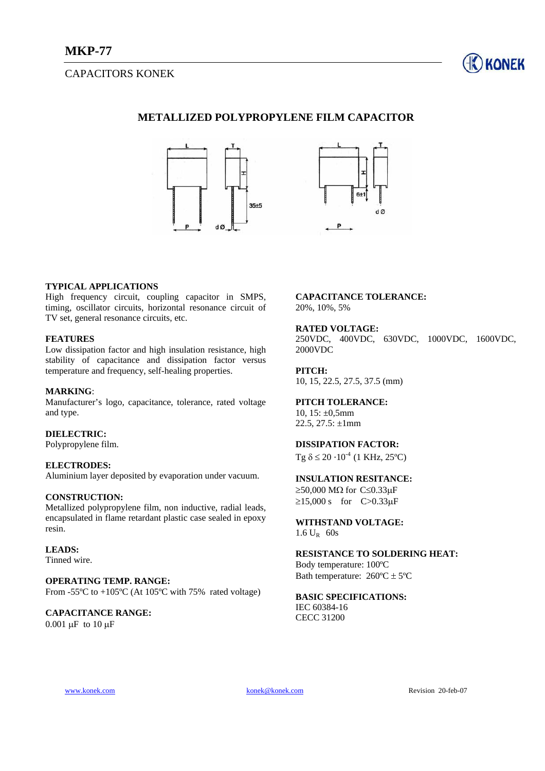# MKP-77

CAPACITORS KONEK

## METALLIZED POLYPROPYLENE FILM CAPACITOR

### TYPICAL APPLICATIONS
High frequency circuit, coupling capacitor in SMPS, timing, oscillator circuits, horizontal resonance circuit of TV set, general resonance circuits, etc.

### FEATURES
Low dissipation factor and high insulation resistance, high stability of capacitance and dissipation factor versus temperature and frequency, self-healing properties.

### MARKING:
Manufacturer's logo, capacitance, tolerance, rated voltage and type.

### DIELECTRIC:
Polypropylene film.

### ELECTRODES:
Aluminium layer deposited by evaporation under vacuum.

### CONSTRUCTION:
Metallized polypropylene film, non inductive, radial leads, encapsulated in flame retardant plastic case sealed in epoxy resin.

### LEADS:
Tinned wire.

### OPERATING TEMP. RANGE:
From -55ºC to +105ºC (At 105ºC with 75% rated voltage)

### CAPACITANCE RANGE:
0.001 µF to 10 µF

### CAPACITANCE TOLERANCE:
20%, 10%, 5%

### RATED VOLTAGE:
250VDC, 400VDC, 630VDC, 1000VDC, 1600VDC, 2000VDC

### PITCH:
10, 15, 22.5, 27.5, 37.5 (mm)

### PITCH TOLERANCE:
10, 15: ±0,5mm
22.5, 27.5: ±1mm

### DISSIPATION FACTOR:
Tg $\delta \leq 20 \cdot 10^{-4}$ (1 KHz, 25ºC)

### INSULATION RESITANCE:
≥50,000 MΩ for C≤0.33µF
≥15,000 s for C>0.33µF

### WITHSTAND VOLTAGE:
1.6 $U_R$ 60s

### RESISTANCE TO SOLDERING HEAT:
Body temperature: 100ºC
Bath temperature: 260ºC ± 5ºC

### BASIC SPECIFICATIONS:
IEC 60384-16
CECC 31200

www.konek.com konek@konek.com Revision 20-feb-07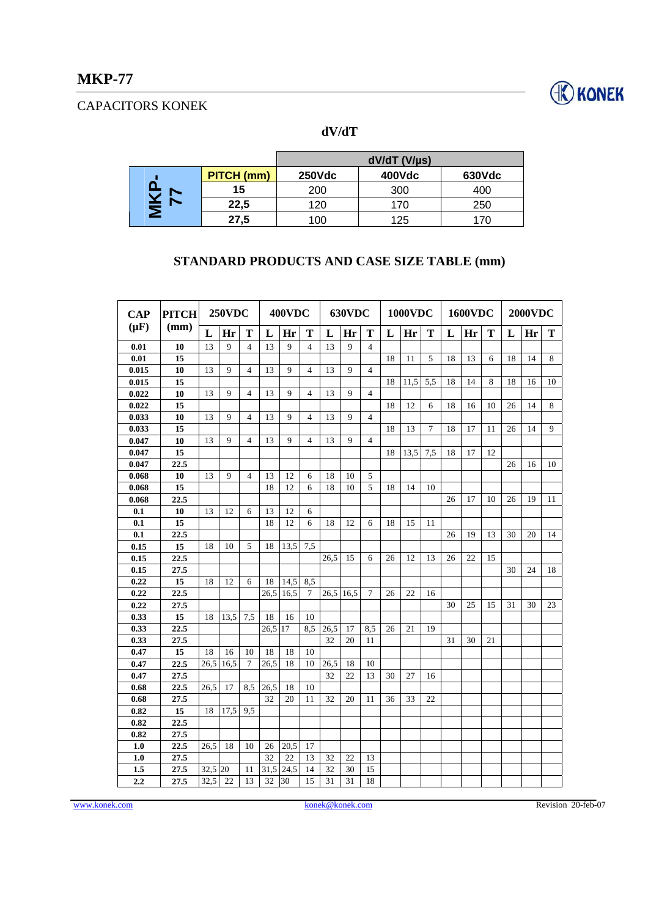# MKP-77

CAPACITORS KONEK

## dV/dT

| | | dV/dT (V/µs) | | |
|---|---|---|---|---|
| | PITCH (mm) | 250Vdc | 400Vdc | 630Vdc |
| MKP-77 | 15 | 200 | 300 | 400 |
| | 22,5 | 120 | 170 | 250 |
| | 27,5 | 100 | 125 | 170 |

## STANDARD PRODUCTS AND CASE SIZE TABLE (mm)

| CAP (µF) | PITCH (mm) | 250VDC | | | 400VDC | | | 630VDC | | | 1000VDC | | | 1600VDC | | | 2000VDC | | |
|---|---|---|---|---|---|---|---|---|---|---|---|---|---|---|---|---|---|---|---|
| | | L | Hr | T | L | Hr | T | L | Hr | T | L | Hr | T | L | Hr | T | L | Hr | T |
| 0.01 | 10 | 13 | 9 | 4 | 13 | 9 | 4 | 13 | 9 | 4 | | | | | | | | | |
| 0.01 | 15 | | | | | | | | | | 18 | 11 | 5 | 18 | 13 | 6 | 18 | 14 | 8 |
| 0.015 | 10 | 13 | 9 | 4 | 13 | 9 | 4 | 13 | 9 | 4 | | | | | | | | | |
| 0.015 | 15 | | | | | | | | | | 18 | 11,5 | 5,5 | 18 | 14 | 8 | 18 | 16 | 10 |
| 0.022 | 10 | 13 | 9 | 4 | 13 | 9 | 4 | 13 | 9 | 4 | | | | | | | | | |
| 0.022 | 15 | | | | | | | | | | 18 | 12 | 6 | 18 | 16 | 10 | 26 | 14 | 8 |
| 0.033 | 10 | 13 | 9 | 4 | 13 | 9 | 4 | 13 | 9 | 4 | | | | | | | | | |
| 0.033 | 15 | | | | | | | | | | 18 | 13 | 7 | 18 | 17 | 11 | 26 | 14 | 9 |
| 0.047 | 10 | 13 | 9 | 4 | 13 | 9 | 4 | 13 | 9 | 4 | | | | | | | | | |
| 0.047 | 15 | | | | | | | | | | 18 | 13,5 | 7,5 | 18 | 17 | 12 | | | |
| 0.047 | 22.5 | | | | | | | | | | | | | | | | 26 | 16 | 10 |
| 0.068 | 10 | 13 | 9 | 4 | 13 | 12 | 6 | 18 | 10 | 5 | | | | | | | | | |
| 0.068 | 15 | | | | 18 | 12 | 6 | 18 | 10 | 5 | 18 | 14 | 10 | | | | | | |
| 0.068 | 22.5 | | | | | | | | | | | | | 26 | 17 | 10 | 26 | 19 | 11 |
| 0.1 | 10 | 13 | 12 | 6 | 13 | 12 | 6 | | | | | | | | | | | | |
| 0.1 | 15 | | | | 18 | 12 | 6 | 18 | 12 | 6 | 18 | 15 | 11 | | | | | | |
| 0.1 | 22.5 | | | | | | | | | | | | | 26 | 19 | 13 | 30 | 20 | 14 |
| 0.15 | 15 | 18 | 10 | 5 | 18 | 13,5 | 7,5 | | | | | | | | | | | | |
| 0.15 | 22.5 | | | | | | | 26,5 | 15 | 6 | 26 | 12 | 13 | 26 | 22 | 15 | | | |
| 0.15 | 27.5 | | | | | | | | | | | | | | | | 30 | 24 | 18 |
| 0.22 | 15 | 18 | 12 | 6 | 18 | 14,5 | 8,5 | | | | | | | | | | | | |
| 0.22 | 22.5 | | | | 26,5 | 16,5 | 7 | 26,5 | 16,5 | 7 | 26 | 22 | 16 | | | | | | |
| 0.22 | 27.5 | | | | | | | | | | | | | 30 | 25 | 15 | 31 | 30 | 23 |
| 0.33 | 15 | 18 | 13,5 | 7,5 | 18 | 16 | 10 | | | | | | | | | | | | |
| 0.33 | 22.5 | | | | 26,5 | 17 | 8,5 | 26,5 | 17 | 8,5 | 26 | 21 | 19 | | | | | | |
| 0.33 | 27.5 | | | | | | | 32 | 20 | 11 | | | | 31 | 30 | 21 | | | |
| 0.47 | 15 | 18 | 16 | 10 | 18 | 18 | 10 | | | | | | | | | | | | |
| 0.47 | 22.5 | 26,5 | 16,5 | 7 | 26,5 | 18 | 10 | 26,5 | 18 | 10 | | | | | | | | | |
| 0.47 | 27.5 | | | | | | | 32 | 22 | 13 | 30 | 27 | 16 | | | | | | |
| 0.68 | 22.5 | 26,5 | 17 | 8,5 | 26,5 | 18 | 10 | | | | | | | | | | | | |
| 0.68 | 27.5 | | | | 32 | 20 | 11 | 32 | 20 | 11 | 36 | 33 | 22 | | | | | | |
| 0.82 | 15 | 18 | 17,5 | 9,5 | | | | | | | | | | | | | | | |
| 0.82 | 22.5 | | | | | | | | | | | | | | | | | | |
| 0.82 | 27.5 | | | | | | | | | | | | | | | | | | |
| 1.0 | 22.5 | 26,5 | 18 | 10 | 26 | 20,5 | 17 | | | | | | | | | | | | |
| 1.0 | 27.5 | | | | 32 | 22 | 13 | 32 | 22 | 13 | | | | | | | | | |
| 1.5 | 27.5 | 32,5 | 20 | 11 | 31,5 | 24,5 | 14 | 32 | 30 | 15 | | | | | | | | | |
| 2.2 | 27.5 | 32,5 | 22 | 13 | 32 | 30 | 15 | 31 | 31 | 18 | | | | | | | | | |

www.konek.com konek@konek.com Revision 20-feb-07